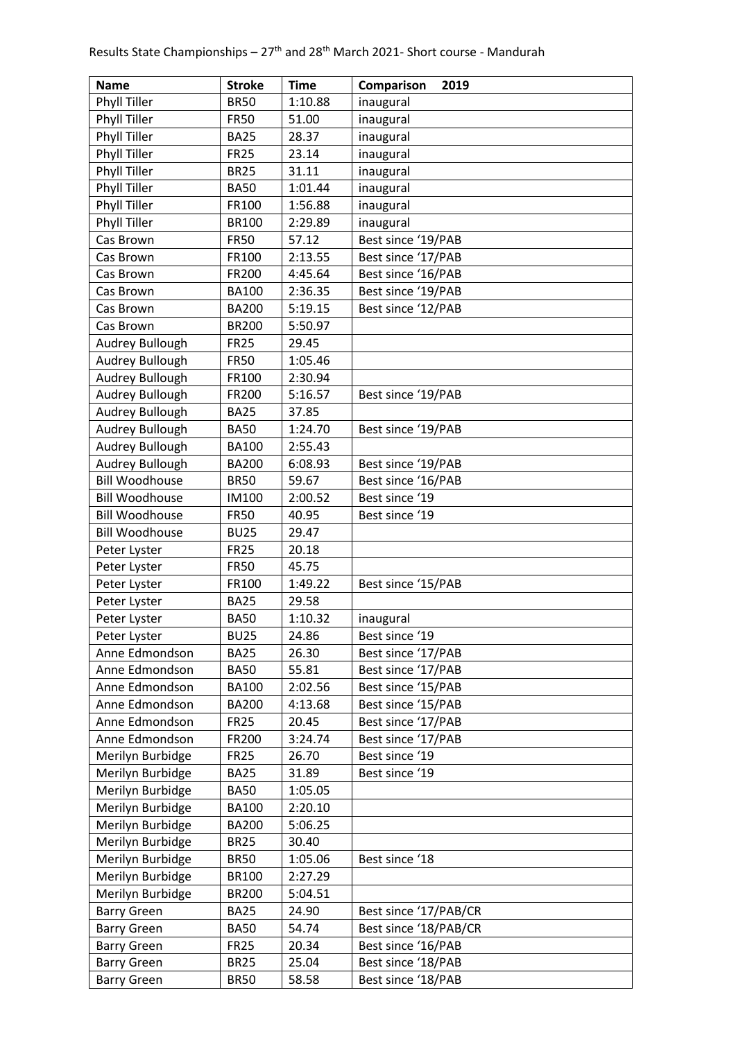Results State Championships – 27th and 28th March 2021- Short course - Mandurah

| Name | Stroke | Time | Comparison 2019 |
|---|---|---|---|
| Phyll Tiller | BR50 | 1:10.88 | inaugural |
| Phyll Tiller | FR50 | 51.00 | inaugural |
| Phyll Tiller | BA25 | 28.37 | inaugural |
| Phyll Tiller | FR25 | 23.14 | inaugural |
| Phyll Tiller | BR25 | 31.11 | inaugural |
| Phyll Tiller | BA50 | 1:01.44 | inaugural |
| Phyll Tiller | FR100 | 1:56.88 | inaugural |
| Phyll Tiller | BR100 | 2:29.89 | inaugural |
| Cas Brown | FR50 | 57.12 | Best since '19/PAB |
| Cas Brown | FR100 | 2:13.55 | Best since '17/PAB |
| Cas Brown | FR200 | 4:45.64 | Best since '16/PAB |
| Cas Brown | BA100 | 2:36.35 | Best since '19/PAB |
| Cas Brown | BA200 | 5:19.15 | Best since '12/PAB |
| Cas Brown | BR200 | 5:50.97 | |
| Audrey Bullough | FR25 | 29.45 | |
| Audrey Bullough | FR50 | 1:05.46 | |
| Audrey Bullough | FR100 | 2:30.94 | |
| Audrey Bullough | FR200 | 5:16.57 | Best since '19/PAB |
| Audrey Bullough | BA25 | 37.85 | |
| Audrey Bullough | BA50 | 1:24.70 | Best since '19/PAB |
| Audrey Bullough | BA100 | 2:55.43 | |
| Audrey Bullough | BA200 | 6:08.93 | Best since '19/PAB |
| Bill Woodhouse | BR50 | 59.67 | Best since '16/PAB |
| Bill Woodhouse | IM100 | 2:00.52 | Best since '19 |
| Bill Woodhouse | FR50 | 40.95 | Best since '19 |
| Bill Woodhouse | BU25 | 29.47 | |
| Peter Lyster | FR25 | 20.18 | |
| Peter Lyster | FR50 | 45.75 | |
| Peter Lyster | FR100 | 1:49.22 | Best since '15/PAB |
| Peter Lyster | BA25 | 29.58 | |
| Peter Lyster | BA50 | 1:10.32 | inaugural |
| Peter Lyster | BU25 | 24.86 | Best since '19 |
| Anne Edmondson | BA25 | 26.30 | Best since '17/PAB |
| Anne Edmondson | BA50 | 55.81 | Best since '17/PAB |
| Anne Edmondson | BA100 | 2:02.56 | Best since '15/PAB |
| Anne Edmondson | BA200 | 4:13.68 | Best since '15/PAB |
| Anne Edmondson | FR25 | 20.45 | Best since '17/PAB |
| Anne Edmondson | FR200 | 3:24.74 | Best since '17/PAB |
| Merilyn Burbidge | FR25 | 26.70 | Best since '19 |
| Merilyn Burbidge | BA25 | 31.89 | Best since '19 |
| Merilyn Burbidge | BA50 | 1:05.05 | |
| Merilyn Burbidge | BA100 | 2:20.10 | |
| Merilyn Burbidge | BA200 | 5:06.25 | |
| Merilyn Burbidge | BR25 | 30.40 | |
| Merilyn Burbidge | BR50 | 1:05.06 | Best since '18 |
| Merilyn Burbidge | BR100 | 2:27.29 | |
| Merilyn Burbidge | BR200 | 5:04.51 | |
| Barry Green | BA25 | 24.90 | Best since '17/PAB/CR |
| Barry Green | BA50 | 54.74 | Best since '18/PAB/CR |
| Barry Green | FR25 | 20.34 | Best since '16/PAB |
| Barry Green | BR25 | 25.04 | Best since '18/PAB |
| Barry Green | BR50 | 58.58 | Best since '18/PAB |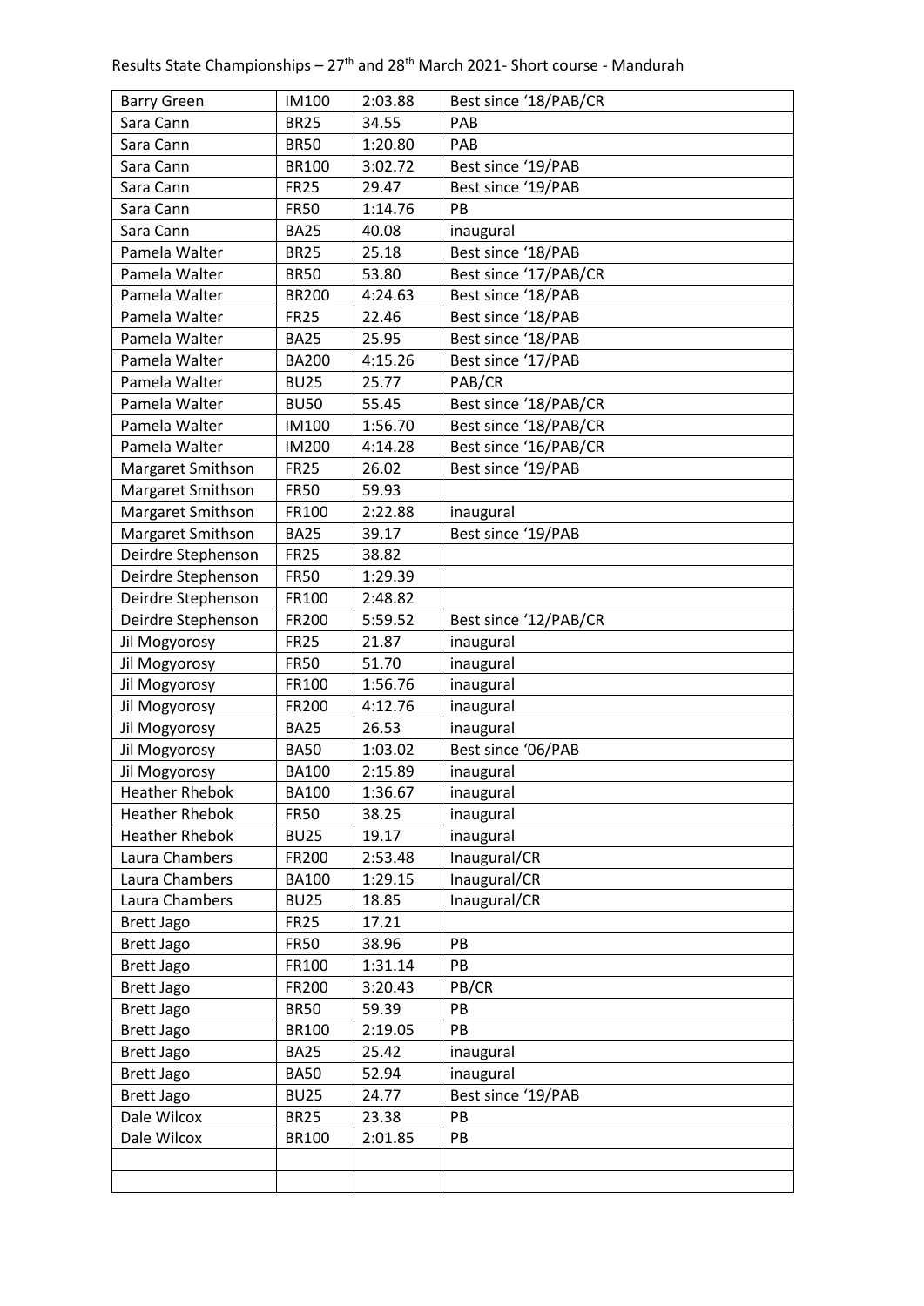Results State Championships – 27th and 28th March 2021- Short course - Mandurah

| | | | |
|---|---|---|---|
| Barry Green | IM100 | 2:03.88 | Best since '18/PAB/CR |
| Sara Cann | BR25 | 34.55 | PAB |
| Sara Cann | BR50 | 1:20.80 | PAB |
| Sara Cann | BR100 | 3:02.72 | Best since '19/PAB |
| Sara Cann | FR25 | 29.47 | Best since '19/PAB |
| Sara Cann | FR50 | 1:14.76 | PB |
| Sara Cann | BA25 | 40.08 | inaugural |
| Pamela Walter | BR25 | 25.18 | Best since '18/PAB |
| Pamela Walter | BR50 | 53.80 | Best since '17/PAB/CR |
| Pamela Walter | BR200 | 4:24.63 | Best since '18/PAB |
| Pamela Walter | FR25 | 22.46 | Best since '18/PAB |
| Pamela Walter | BA25 | 25.95 | Best since '18/PAB |
| Pamela Walter | BA200 | 4:15.26 | Best since '17/PAB |
| Pamela Walter | BU25 | 25.77 | PAB/CR |
| Pamela Walter | BU50 | 55.45 | Best since '18/PAB/CR |
| Pamela Walter | IM100 | 1:56.70 | Best since '18/PAB/CR |
| Pamela Walter | IM200 | 4:14.28 | Best since '16/PAB/CR |
| Margaret Smithson | FR25 | 26.02 | Best since '19/PAB |
| Margaret Smithson | FR50 | 59.93 | |
| Margaret Smithson | FR100 | 2:22.88 | inaugural |
| Margaret Smithson | BA25 | 39.17 | Best since '19/PAB |
| Deirdre Stephenson | FR25 | 38.82 | |
| Deirdre Stephenson | FR50 | 1:29.39 | |
| Deirdre Stephenson | FR100 | 2:48.82 | |
| Deirdre Stephenson | FR200 | 5:59.52 | Best since '12/PAB/CR |
| Jil Mogyorosy | FR25 | 21.87 | inaugural |
| Jil Mogyorosy | FR50 | 51.70 | inaugural |
| Jil Mogyorosy | FR100 | 1:56.76 | inaugural |
| Jil Mogyorosy | FR200 | 4:12.76 | inaugural |
| Jil Mogyorosy | BA25 | 26.53 | inaugural |
| Jil Mogyorosy | BA50 | 1:03.02 | Best since '06/PAB |
| Jil Mogyorosy | BA100 | 2:15.89 | inaugural |
| Heather Rhebok | BA100 | 1:36.67 | inaugural |
| Heather Rhebok | FR50 | 38.25 | inaugural |
| Heather Rhebok | BU25 | 19.17 | inaugural |
| Laura Chambers | FR200 | 2:53.48 | Inaugural/CR |
| Laura Chambers | BA100 | 1:29.15 | Inaugural/CR |
| Laura Chambers | BU25 | 18.85 | Inaugural/CR |
| Brett Jago | FR25 | 17.21 | |
| Brett Jago | FR50 | 38.96 | PB |
| Brett Jago | FR100 | 1:31.14 | PB |
| Brett Jago | FR200 | 3:20.43 | PB/CR |
| Brett Jago | BR50 | 59.39 | PB |
| Brett Jago | BR100 | 2:19.05 | PB |
| Brett Jago | BA25 | 25.42 | inaugural |
| Brett Jago | BA50 | 52.94 | inaugural |
| Brett Jago | BU25 | 24.77 | Best since '19/PAB |
| Dale Wilcox | BR25 | 23.38 | PB |
| Dale Wilcox | BR100 | 2:01.85 | PB |
| | | | |
| | | | |